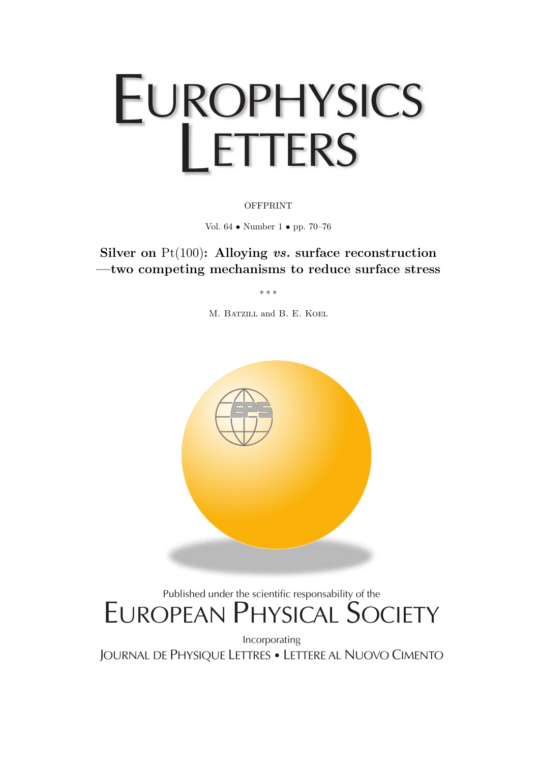# EUROPHYSICS LETTERS

OFFPRINT

Vol. 64 • Number 1 • pp. 70–76

**Silver on Pt(100): Alloying *vs.* surface reconstruction —two competing mechanisms to reduce surface stress**

\* \* \*

M. BATZILL and B. E. KOEL

Published under the scientific responsability of the

EUROPEAN PHYSICAL SOCIETY

Incorporating

JOURNAL DE PHYSIQUE LETTRES • LETTERE AL NUOVO CIMENTO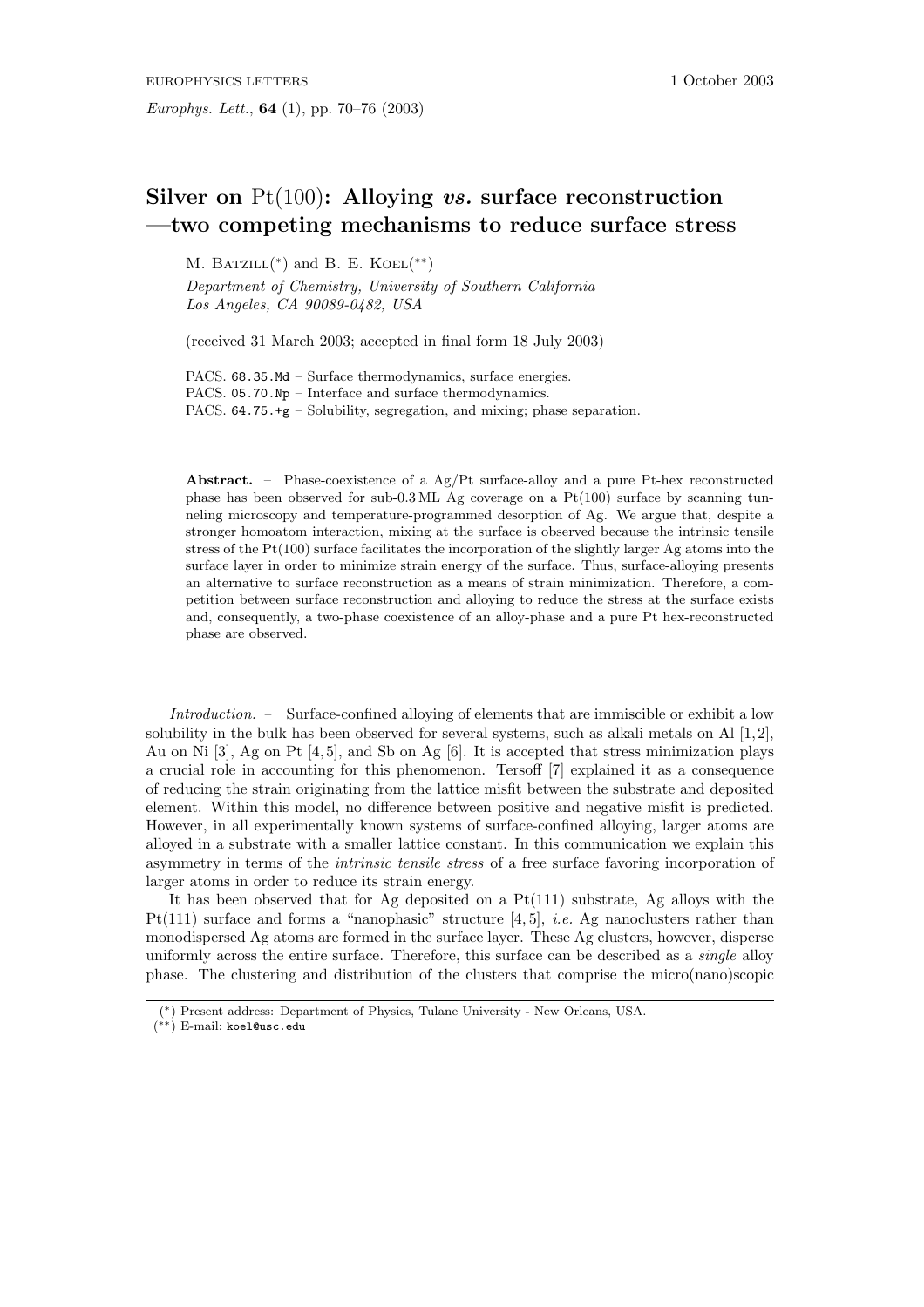# Silver on Pt(100): Alloying *vs.* surface reconstruction —two competing mechanisms to reduce surface stress

M. Batzill(*) and B. E. Koel(**)

*Department of Chemistry, University of Southern California*
*Los Angeles, CA 90089-0482, USA*

(received 31 March 2003; accepted in final form 18 July 2003)

PACS. 68.35.Md – Surface thermodynamics, surface energies.
PACS. 05.70.Np – Interface and surface thermodynamics.
PACS. 64.75.+g – Solubility, segregation, and mixing; phase separation.

**Abstract.** – Phase-coexistence of a Ag/Pt surface-alloy and a pure Pt-hex reconstructed phase has been observed for sub-0.3 ML Ag coverage on a Pt(100) surface by scanning tunneling microscopy and temperature-programmed desorption of Ag. We argue that, despite a stronger homoatom interaction, mixing at the surface is observed because the intrinsic tensile stress of the Pt(100) surface facilitates the incorporation of the slightly larger Ag atoms into the surface layer in order to minimize strain energy of the surface. Thus, surface-alloying presents an alternative to surface reconstruction as a means of strain minimization. Therefore, a competition between surface reconstruction and alloying to reduce the stress at the surface exists and, consequently, a two-phase coexistence of an alloy-phase and a pure Pt hex-reconstructed phase are observed.

*Introduction.* – Surface-confined alloying of elements that are immiscible or exhibit a low solubility in the bulk has been observed for several systems, such as alkali metals on Al [1,2], Au on Ni [3], Ag on Pt [4,5], and Sb on Ag [6]. It is accepted that stress minimization plays a crucial role in accounting for this phenomenon. Tersoff [7] explained it as a consequence of reducing the strain originating from the lattice misfit between the substrate and deposited element. Within this model, no difference between positive and negative misfit is predicted. However, in all experimentally known systems of surface-confined alloying, larger atoms are alloyed in a substrate with a smaller lattice constant. In this communication we explain this asymmetry in terms of the *intrinsic tensile stress* of a free surface favoring incorporation of larger atoms in order to reduce its strain energy.

It has been observed that for Ag deposited on a Pt(111) substrate, Ag alloys with the Pt(111) surface and forms a "nanophasic" structure [4,5], *i.e.* Ag nanoclusters rather than monodispersed Ag atoms are formed in the surface layer. These Ag clusters, however, disperse uniformly across the entire surface. Therefore, this surface can be described as a *single* alloy phase. The clustering and distribution of the clusters that comprise the micro(nano)scopic

(*) Present address: Department of Physics, Tulane University - New Orleans, USA.
(**) E-mail: koel@usc.edu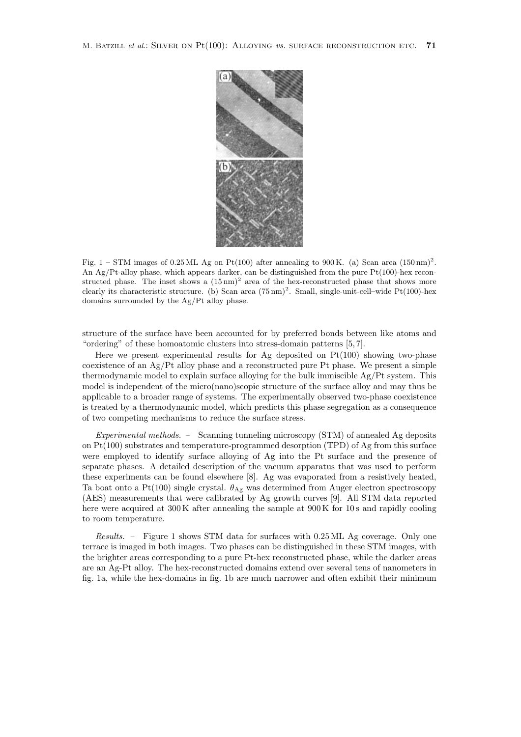Fig. 1 – STM images of 0.25 ML Ag on Pt(100) after annealing to 900 K. (a) Scan area $(150\,\text{nm})^2$. An Ag/Pt-alloy phase, which appears darker, can be distinguished from the pure Pt(100)-hex reconstructed phase. The inset shows a $(15\,\text{nm})^2$ area of the hex-reconstructed phase that shows more clearly its characteristic structure. (b) Scan area $(75\,\text{nm})^2$. Small, single-unit-cell–wide Pt(100)-hex domains surrounded by the Ag/Pt alloy phase.

structure of the surface have been accounted for by preferred bonds between like atoms and "ordering" of these homoatomic clusters into stress-domain patterns [5, 7].

Here we present experimental results for Ag deposited on Pt(100) showing two-phase coexistence of an Ag/Pt alloy phase and a reconstructed pure Pt phase. We present a simple thermodynamic model to explain surface alloying for the bulk immiscible Ag/Pt system. This model is independent of the micro(nano)scopic structure of the surface alloy and may thus be applicable to a broader range of systems. The experimentally observed two-phase coexistence is treated by a thermodynamic model, which predicts this phase segregation as a consequence of two competing mechanisms to reduce the surface stress.

*Experimental methods.* – Scanning tunneling microscopy (STM) of annealed Ag deposits on Pt(100) substrates and temperature-programmed desorption (TPD) of Ag from this surface were employed to identify surface alloying of Ag into the Pt surface and the presence of separate phases. A detailed description of the vacuum apparatus that was used to perform these experiments can be found elsewhere [8]. Ag was evaporated from a resistively heated, Ta boat onto a Pt(100) single crystal. $\theta_{\text{Ag}}$ was determined from Auger electron spectroscopy (AES) measurements that were calibrated by Ag growth curves [9]. All STM data reported here were acquired at 300 K after annealing the sample at 900 K for 10 s and rapidly cooling to room temperature.

*Results.* – Figure 1 shows STM data for surfaces with 0.25 ML Ag coverage. Only one terrace is imaged in both images. Two phases can be distinguished in these STM images, with the brighter areas corresponding to a pure Pt-hex reconstructed phase, while the darker areas are an Ag-Pt alloy. The hex-reconstructed domains extend over several tens of nanometers in fig. 1a, while the hex-domains in fig. 1b are much narrower and often exhibit their minimum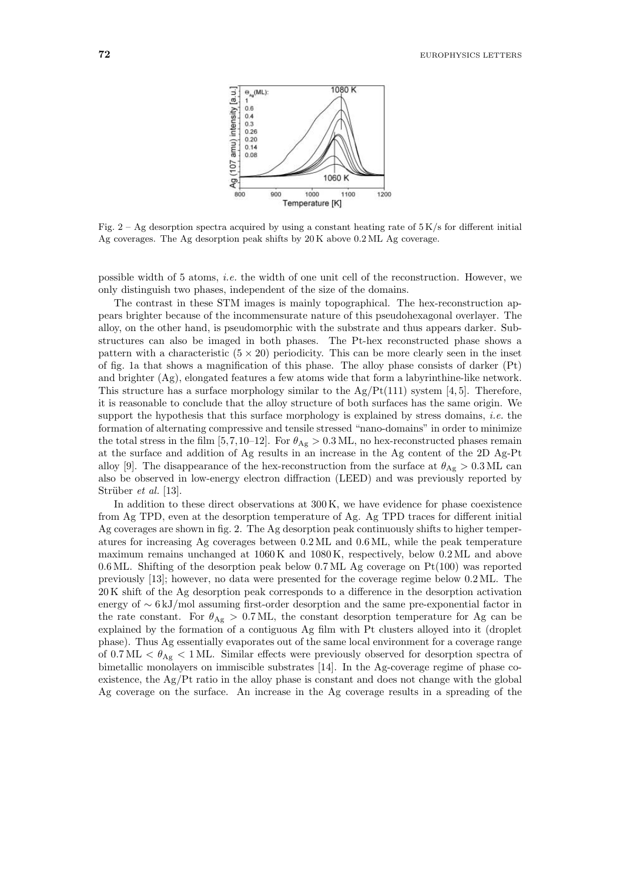Fig. 2 – Ag desorption spectra acquired by using a constant heating rate of 5 K/s for different initial Ag coverages. The Ag desorption peak shifts by 20 K above 0.2 ML Ag coverage.

possible width of 5 atoms, *i.e.* the width of one unit cell of the reconstruction. However, we only distinguish two phases, independent of the size of the domains.

The contrast in these STM images is mainly topographical. The hex-reconstruction appears brighter because of the incommensurate nature of this pseudohexagonal overlayer. The alloy, on the other hand, is pseudomorphic with the substrate and thus appears darker. Substructures can also be imaged in both phases. The Pt-hex reconstructed phase shows a pattern with a characteristic $(5 \times 20)$ periodicity. This can be more clearly seen in the inset of fig. 1a that shows a magnification of this phase. The alloy phase consists of darker (Pt) and brighter (Ag), elongated features a few atoms wide that form a labyrinthine-like network. This structure has a surface morphology similar to the Ag/Pt(111) system [4, 5]. Therefore, it is reasonable to conclude that the alloy structure of both surfaces has the same origin. We support the hypothesis that this surface morphology is explained by stress domains, *i.e.* the formation of alternating compressive and tensile stressed "nano-domains" in order to minimize the total stress in the film [5, 7, 10–12]. For $\theta_{\mathrm{Ag}} > 0.3$ ML, no hex-reconstructed phases remain at the surface and addition of Ag results in an increase in the Ag content of the 2D Ag-Pt alloy [9]. The disappearance of the hex-reconstruction from the surface at $\theta_{\mathrm{Ag}} > 0.3$ ML can also be observed in low-energy electron diffraction (LEED) and was previously reported by Strüber *et al.* [13].

In addition to these direct observations at 300 K, we have evidence for phase coexistence from Ag TPD, even at the desorption temperature of Ag. Ag TPD traces for different initial Ag coverages are shown in fig. 2. The Ag desorption peak continuously shifts to higher temperatures for increasing Ag coverages between 0.2 ML and 0.6 ML, while the peak temperature maximum remains unchanged at 1060 K and 1080 K, respectively, below 0.2 ML and above 0.6 ML. Shifting of the desorption peak below 0.7 ML Ag coverage on Pt(100) was reported previously [13]; however, no data were presented for the coverage regime below 0.2 ML. The 20 K shift of the Ag desorption peak corresponds to a difference in the desorption activation energy of $\sim 6$ kJ/mol assuming first-order desorption and the same pre-exponential factor in the rate constant. For $\theta_{\mathrm{Ag}} > 0.7$ ML, the constant desorption temperature for Ag can be explained by the formation of a contiguous Ag film with Pt clusters alloyed into it (droplet phase). Thus Ag essentially evaporates out of the same local environment for a coverage range of $0.7\,\mathrm{ML} < \theta_{\mathrm{Ag}} < 1\,\mathrm{ML}$. Similar effects were previously observed for desorption spectra of bimetallic monolayers on immiscible substrates [14]. In the Ag-coverage regime of phase coexistence, the Ag/Pt ratio in the alloy phase is constant and does not change with the global Ag coverage on the surface. An increase in the Ag coverage results in a spreading of the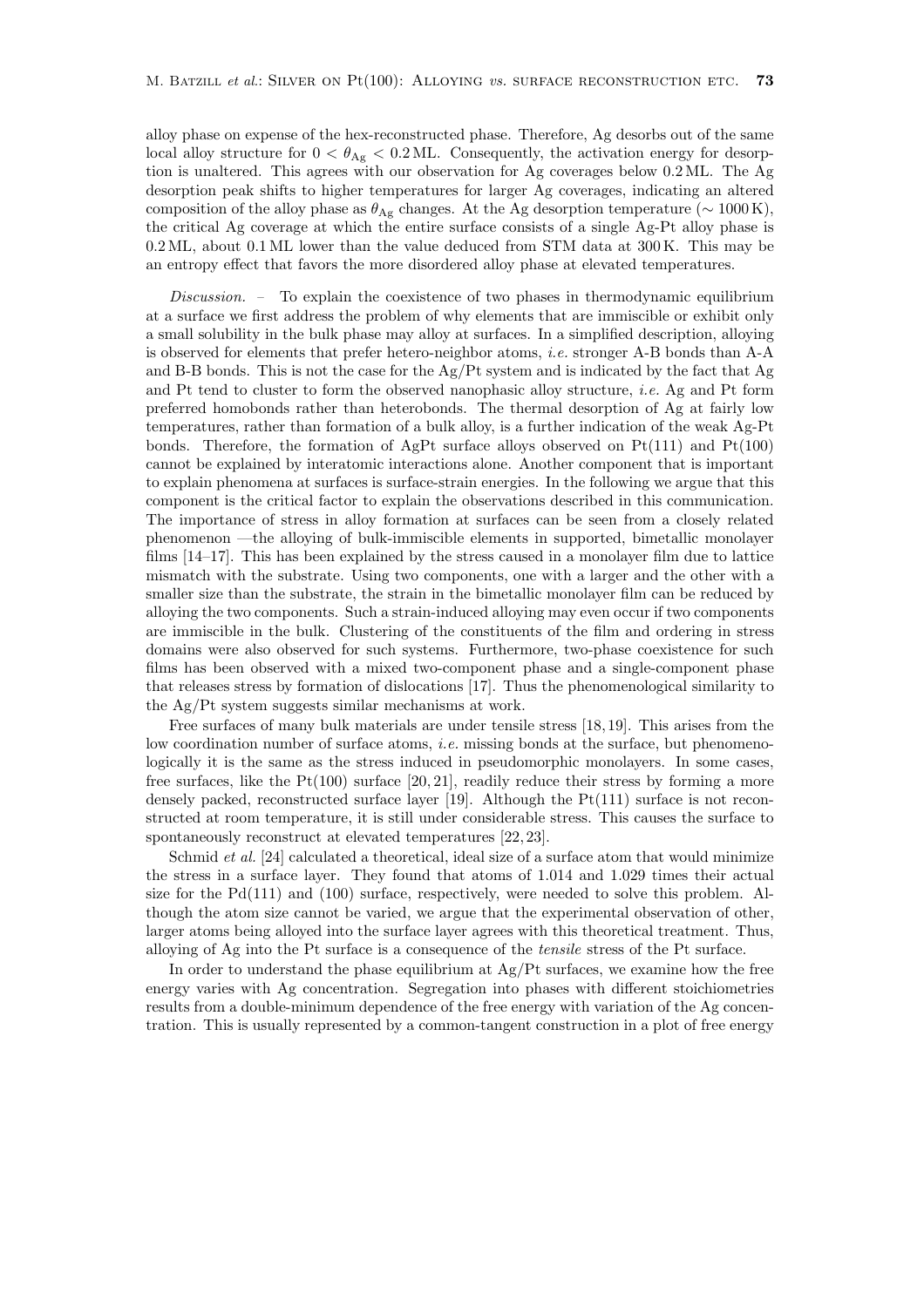alloy phase on expense of the hex-reconstructed phase. Therefore, Ag desorbs out of the same local alloy structure for $0 < \theta_{\mathrm{Ag}} < 0.2\,\mathrm{ML}$. Consequently, the activation energy for desorption is unaltered. This agrees with our observation for Ag coverages below 0.2 ML. The Ag desorption peak shifts to higher temperatures for larger Ag coverages, indicating an altered composition of the alloy phase as $\theta_{\mathrm{Ag}}$ changes. At the Ag desorption temperature ($\sim 1000\,\mathrm{K}$), the critical Ag coverage at which the entire surface consists of a single Ag-Pt alloy phase is 0.2 ML, about 0.1 ML lower than the value deduced from STM data at 300 K. This may be an entropy effect that favors the more disordered alloy phase at elevated temperatures.

*Discussion.* – To explain the coexistence of two phases in thermodynamic equilibrium at a surface we first address the problem of why elements that are immiscible or exhibit only a small solubility in the bulk phase may alloy at surfaces. In a simplified description, alloying is observed for elements that prefer hetero-neighbor atoms, *i.e.* stronger A-B bonds than A-A and B-B bonds. This is not the case for the Ag/Pt system and is indicated by the fact that Ag and Pt tend to cluster to form the observed nanophasic alloy structure, *i.e.* Ag and Pt form preferred homobonds rather than heterobonds. The thermal desorption of Ag at fairly low temperatures, rather than formation of a bulk alloy, is a further indication of the weak Ag-Pt bonds. Therefore, the formation of AgPt surface alloys observed on Pt(111) and Pt(100) cannot be explained by interatomic interactions alone. Another component that is important to explain phenomena at surfaces is surface-strain energies. In the following we argue that this component is the critical factor to explain the observations described in this communication. The importance of stress in alloy formation at surfaces can be seen from a closely related phenomenon —the alloying of bulk-immiscible elements in supported, bimetallic monolayer films [14–17]. This has been explained by the stress caused in a monolayer film due to lattice mismatch with the substrate. Using two components, one with a larger and the other with a smaller size than the substrate, the strain in the bimetallic monolayer film can be reduced by alloying the two components. Such a strain-induced alloying may even occur if two components are immiscible in the bulk. Clustering of the constituents of the film and ordering in stress domains were also observed for such systems. Furthermore, two-phase coexistence for such films has been observed with a mixed two-component phase and a single-component phase that releases stress by formation of dislocations [17]. Thus the phenomenological similarity to the Ag/Pt system suggests similar mechanisms at work.

Free surfaces of many bulk materials are under tensile stress [18, 19]. This arises from the low coordination number of surface atoms, *i.e.* missing bonds at the surface, but phenomenologically it is the same as the stress induced in pseudomorphic monolayers. In some cases, free surfaces, like the Pt(100) surface [20, 21], readily reduce their stress by forming a more densely packed, reconstructed surface layer [19]. Although the Pt(111) surface is not reconstructed at room temperature, it is still under considerable stress. This causes the surface to spontaneously reconstruct at elevated temperatures [22, 23].

Schmid *et al.* [24] calculated a theoretical, ideal size of a surface atom that would minimize the stress in a surface layer. They found that atoms of 1.014 and 1.029 times their actual size for the Pd(111) and (100) surface, respectively, were needed to solve this problem. Although the atom size cannot be varied, we argue that the experimental observation of other, larger atoms being alloyed into the surface layer agrees with this theoretical treatment. Thus, alloying of Ag into the Pt surface is a consequence of the *tensile* stress of the Pt surface.

In order to understand the phase equilibrium at Ag/Pt surfaces, we examine how the free energy varies with Ag concentration. Segregation into phases with different stoichiometries results from a double-minimum dependence of the free energy with variation of the Ag concentration. This is usually represented by a common-tangent construction in a plot of free energy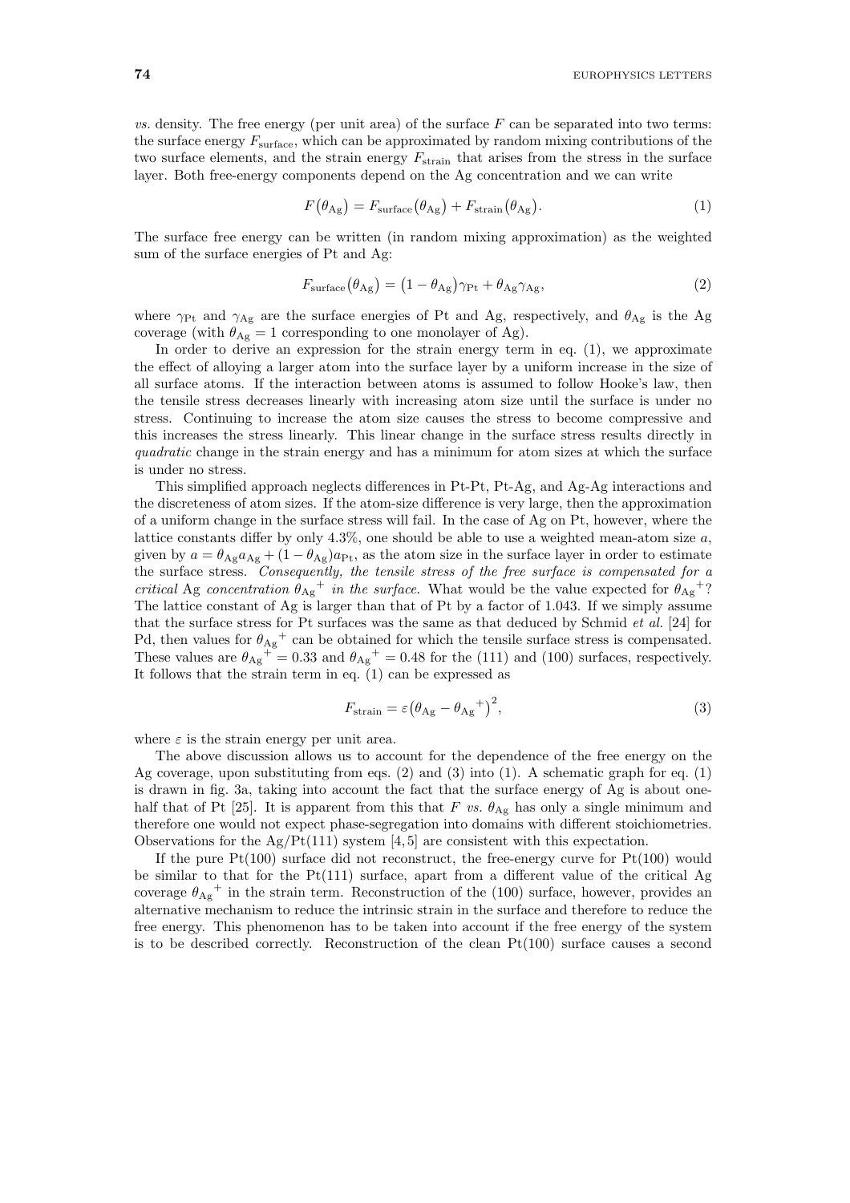*vs.* density. The free energy (per unit area) of the surface $F$ can be separated into two terms: the surface energy $F_{\text{surface}}$, which can be approximated by random mixing contributions of the two surface elements, and the strain energy $F_{\text{strain}}$ that arises from the stress in the surface layer. Both free-energy components depend on the Ag concentration and we can write

$$F(\theta_{\text{Ag}}) = F_{\text{surface}}(\theta_{\text{Ag}}) + F_{\text{strain}}(\theta_{\text{Ag}}). \tag{1}$$

The surface free energy can be written (in random mixing approximation) as the weighted sum of the surface energies of Pt and Ag:

$$F_{\text{surface}}(\theta_{\text{Ag}}) = (1 - \theta_{\text{Ag}})\gamma_{\text{Pt}} + \theta_{\text{Ag}}\gamma_{\text{Ag}}, \tag{2}$$

where $\gamma_{\text{Pt}}$ and $\gamma_{\text{Ag}}$ are the surface energies of Pt and Ag, respectively, and $\theta_{\text{Ag}}$ is the Ag coverage (with $\theta_{\text{Ag}} = 1$ corresponding to one monolayer of Ag).

In order to derive an expression for the strain energy term in eq. (1), we approximate the effect of alloying a larger atom into the surface layer by a uniform increase in the size of all surface atoms. If the interaction between atoms is assumed to follow Hooke's law, then the tensile stress decreases linearly with increasing atom size until the surface is under no stress. Continuing to increase the atom size causes the stress to become compressive and this increases the stress linearly. This linear change in the surface stress results directly in *quadratic* change in the strain energy and has a minimum for atom sizes at which the surface is under no stress.

This simplified approach neglects differences in Pt-Pt, Pt-Ag, and Ag-Ag interactions and the discreteness of atom sizes. If the atom-size difference is very large, then the approximation of a uniform change in the surface stress will fail. In the case of Ag on Pt, however, where the lattice constants differ by only 4.3%, one should be able to use a weighted mean-atom size $a$, given by $a = \theta_{\text{Ag}} a_{\text{Ag}} + (1 - \theta_{\text{Ag}}) a_{\text{Pt}}$, as the atom size in the surface layer in order to estimate the surface stress. *Consequently, the tensile stress of the free surface is compensated for a critical* Ag *concentration* ${\theta_{\text{Ag}}}^+$ *in the surface*. What would be the value expected for ${\theta_{\text{Ag}}}^+$? The lattice constant of Ag is larger than that of Pt by a factor of 1.043. If we simply assume that the surface stress for Pt surfaces was the same as that deduced by Schmid *et al.* [24] for Pd, then values for ${\theta_{\text{Ag}}}^+$ can be obtained for which the tensile surface stress is compensated. These values are ${\theta_{\text{Ag}}}^+ = 0.33$ and ${\theta_{\text{Ag}}}^+ = 0.48$ for the (111) and (100) surfaces, respectively. It follows that the strain term in eq. (1) can be expressed as

$$F_{\text{strain}} = \varepsilon \left(\theta_{\text{Ag}} - {\theta_{\text{Ag}}}^+\right)^2, \tag{3}$$

where $\varepsilon$ is the strain energy per unit area.

The above discussion allows us to account for the dependence of the free energy on the Ag coverage, upon substituting from eqs. (2) and (3) into (1). A schematic graph for eq. (1) is drawn in fig. 3a, taking into account the fact that the surface energy of Ag is about one-half that of Pt [25]. It is apparent from this that $F$ *vs.* $\theta_{\text{Ag}}$ has only a single minimum and therefore one would not expect phase-segregation into domains with different stoichiometries. Observations for the Ag/Pt(111) system [4, 5] are consistent with this expectation.

If the pure Pt(100) surface did not reconstruct, the free-energy curve for Pt(100) would be similar to that for the Pt(111) surface, apart from a different value of the critical Ag coverage ${\theta_{\text{Ag}}}^+$ in the strain term. Reconstruction of the (100) surface, however, provides an alternative mechanism to reduce the intrinsic strain in the surface and therefore to reduce the free energy. This phenomenon has to be taken into account if the free energy of the system is to be described correctly. Reconstruction of the clean Pt(100) surface causes a second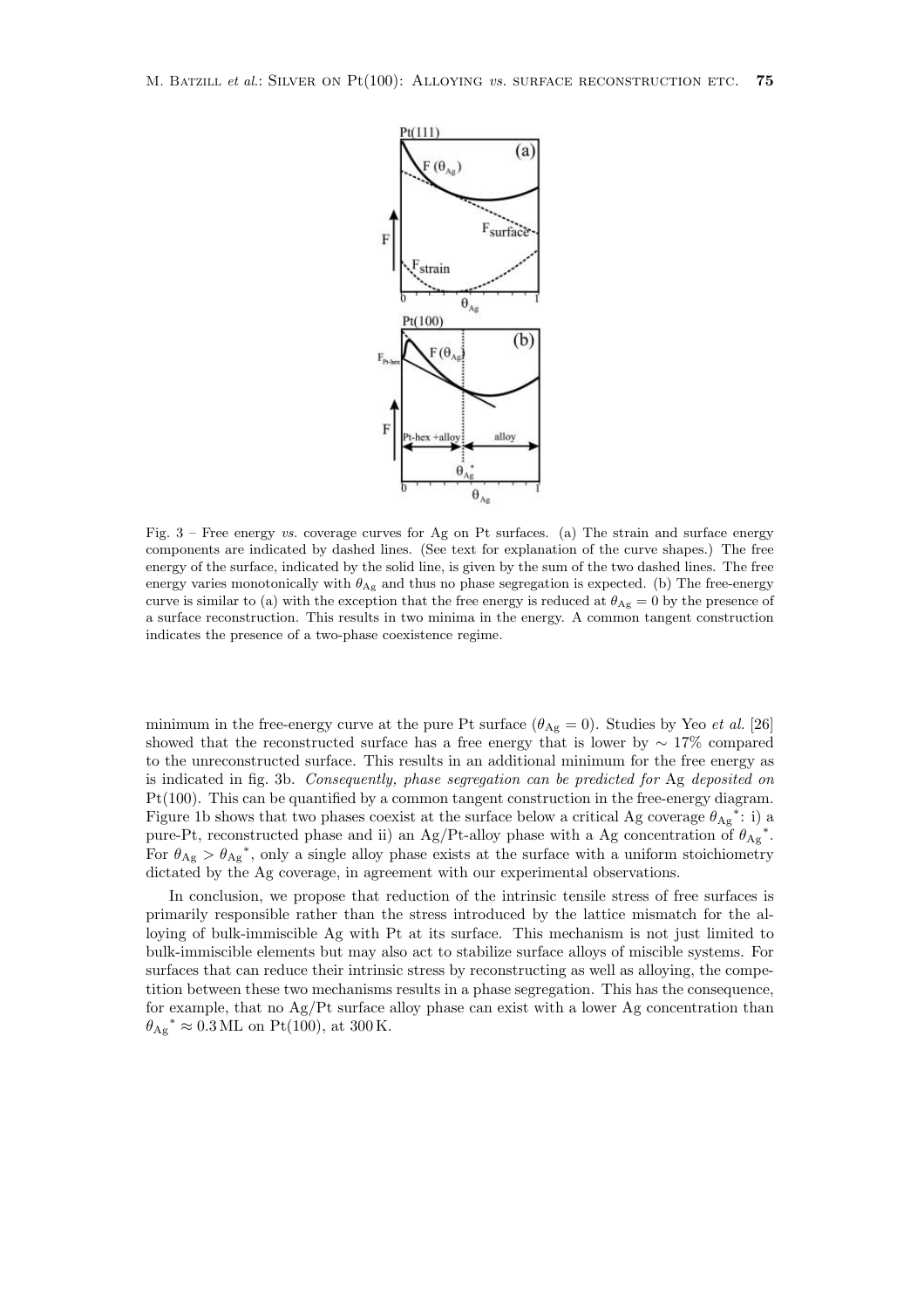Fig. 3 – Free energy *vs.* coverage curves for Ag on Pt surfaces. (a) The strain and surface energy components are indicated by dashed lines. (See text for explanation of the curve shapes.) The free energy of the surface, indicated by the solid line, is given by the sum of the two dashed lines. The free energy varies monotonically with $\theta_{Ag}$ and thus no phase segregation is expected. (b) The free-energy curve is similar to (a) with the exception that the free energy is reduced at $\theta_{Ag} = 0$ by the presence of a surface reconstruction. This results in two minima in the energy. A common tangent construction indicates the presence of a two-phase coexistence regime.

minimum in the free-energy curve at the pure Pt surface ($\theta_{Ag} = 0$). Studies by Yeo *et al.* [26] showed that the reconstructed surface has a free energy that is lower by $\sim 17\%$ compared to the unreconstructed surface. This results in an additional minimum for the free energy as is indicated in fig. 3b. *Consequently, phase segregation can be predicted for* Ag *deposited on* Pt(100). This can be quantified by a common tangent construction in the free-energy diagram. Figure 1b shows that two phases coexist at the surface below a critical Ag coverage ${\theta_{Ag}}^*$: i) a pure-Pt, reconstructed phase and ii) an Ag/Pt-alloy phase with a Ag concentration of ${\theta_{Ag}}^*$. For $\theta_{Ag} > {\theta_{Ag}}^*$, only a single alloy phase exists at the surface with a uniform stoichiometry dictated by the Ag coverage, in agreement with our experimental observations.

In conclusion, we propose that reduction of the intrinsic tensile stress of free surfaces is primarily responsible rather than the stress introduced by the lattice mismatch for the alloying of bulk-immiscible Ag with Pt at its surface. This mechanism is not just limited to bulk-immiscible elements but may also act to stabilize surface alloys of miscible systems. For surfaces that can reduce their intrinsic stress by reconstructing as well as alloying, the competition between these two mechanisms results in a phase segregation. This has the consequence, for example, that no Ag/Pt surface alloy phase can exist with a lower Ag concentration than ${\theta_{Ag}}^* \approx 0.3\,\text{ML}$ on Pt(100), at 300 K.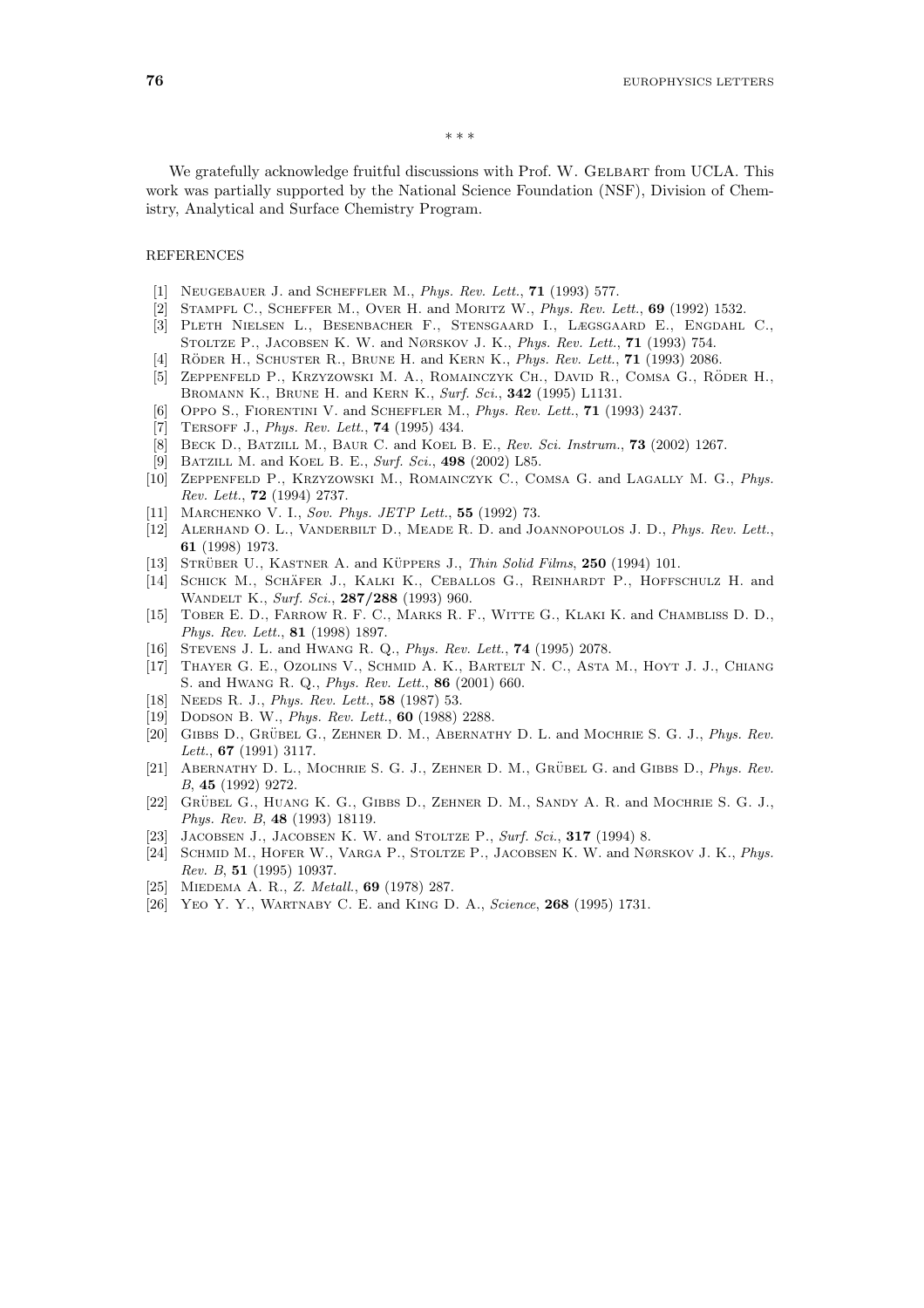\* \* \*

We gratefully acknowledge fruitful discussions with Prof. W. Gelbart from UCLA. This work was partially supported by the National Science Foundation (NSF), Division of Chemistry, Analytical and Surface Chemistry Program.

REFERENCES

[1] Neugebauer J. and Scheffler M., *Phys. Rev. Lett.*, **71** (1993) 577.
[2] Stampfl C., Scheffer M., Over H. and Moritz W., *Phys. Rev. Lett.*, **69** (1992) 1532.
[3] Pleth Nielsen L., Besenbacher F., Stensgaard I., Lægsgaard E., Engdahl C., Stoltze P., Jacobsen K. W. and Nørskov J. K., *Phys. Rev. Lett.*, **71** (1993) 754.
[4] Röder H., Schuster R., Brune H. and Kern K., *Phys. Rev. Lett.*, **71** (1993) 2086.
[5] Zeppenfeld P., Krzyzowski M. A., Romainczyk Ch., David R., Comsa G., Röder H., Bromann K., Brune H. and Kern K., *Surf. Sci.*, **342** (1995) L1131.
[6] Oppo S., Fiorentini V. and Scheffler M., *Phys. Rev. Lett.*, **71** (1993) 2437.
[7] Tersoff J., *Phys. Rev. Lett.*, **74** (1995) 434.
[8] Beck D., Batzill M., Baur C. and Koel B. E., *Rev. Sci. Instrum.*, **73** (2002) 1267.
[9] Batzill M. and Koel B. E., *Surf. Sci.*, **498** (2002) L85.
[10] Zeppenfeld P., Krzyzowski M., Romainczyk C., Comsa G. and Lagally M. G., *Phys. Rev. Lett.*, **72** (1994) 2737.
[11] Marchenko V. I., *Sov. Phys. JETP Lett.*, **55** (1992) 73.
[12] Alerhand O. L., Vanderbilt D., Meade R. D. and Joannopoulos J. D., *Phys. Rev. Lett.*, **61** (1998) 1973.
[13] Strüber U., Kastner A. and Küppers J., *Thin Solid Films*, **250** (1994) 101.
[14] Schick M., Schäfer J., Kalki K., Ceballos G., Reinhardt P., Hoffschulz H. and Wandelt K., *Surf. Sci.*, **287/288** (1993) 960.
[15] Tober E. D., Farrow R. F. C., Marks R. F., Witte G., Klaki K. and Chambliss D. D., *Phys. Rev. Lett.*, **81** (1998) 1897.
[16] Stevens J. L. and Hwang R. Q., *Phys. Rev. Lett.*, **74** (1995) 2078.
[17] Thayer G. E., Ozolins V., Schmid A. K., Bartelt N. C., Asta M., Hoyt J. J., Chiang S. and Hwang R. Q., *Phys. Rev. Lett.*, **86** (2001) 660.
[18] Needs R. J., *Phys. Rev. Lett.*, **58** (1987) 53.
[19] Dodson B. W., *Phys. Rev. Lett.*, **60** (1988) 2288.
[20] Gibbs D., Grübel G., Zehner D. M., Abernathy D. L. and Mochrie S. G. J., *Phys. Rev. Lett.*, **67** (1991) 3117.
[21] Abernathy D. L., Mochrie S. G. J., Zehner D. M., Grübel G. and Gibbs D., *Phys. Rev. B*, **45** (1992) 9272.
[22] Grübel G., Huang K. G., Gibbs D., Zehner D. M., Sandy A. R. and Mochrie S. G. J., *Phys. Rev. B*, **48** (1993) 18119.
[23] Jacobsen J., Jacobsen K. W. and Stoltze P., *Surf. Sci.*, **317** (1994) 8.
[24] Schmid M., Hofer W., Varga P., Stoltze P., Jacobsen K. W. and Nørskov J. K., *Phys. Rev. B*, **51** (1995) 10937.
[25] Miedema A. R., *Z. Metall.*, **69** (1978) 287.
[26] Yeo Y. Y., Wartnaby C. E. and King D. A., *Science*, **268** (1995) 1731.